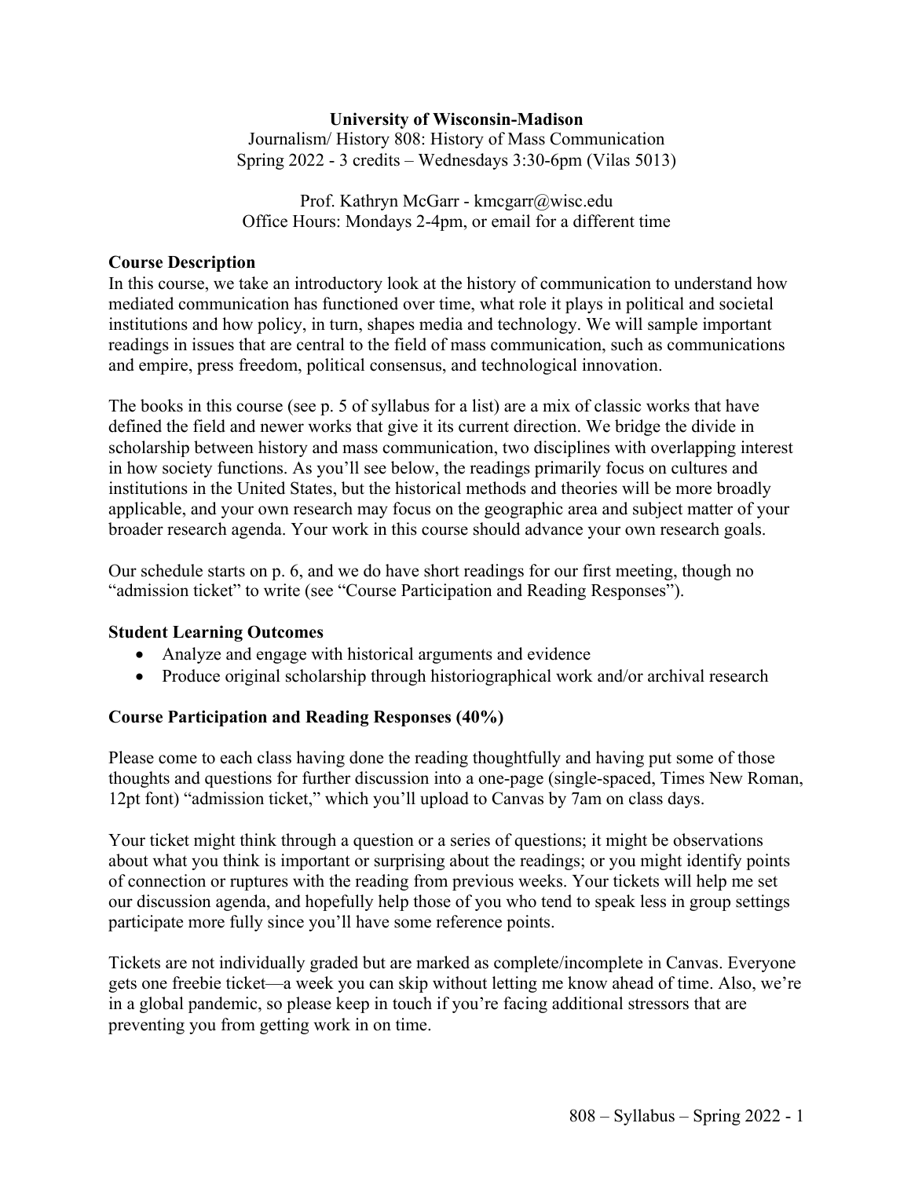**University of Wisconsin-Madison**
Journalism/ History 808: History of Mass Communication
Spring 2022 - 3 credits – Wednesdays 3:30-6pm (Vilas 5013)

Prof. Kathryn McGarr - kmcgarr@wisc.edu
Office Hours: Mondays 2-4pm, or email for a different time

## Course Description

In this course, we take an introductory look at the history of communication to understand how mediated communication has functioned over time, what role it plays in political and societal institutions and how policy, in turn, shapes media and technology. We will sample important readings in issues that are central to the field of mass communication, such as communications and empire, press freedom, political consensus, and technological innovation.

The books in this course (see p. 5 of syllabus for a list) are a mix of classic works that have defined the field and newer works that give it its current direction. We bridge the divide in scholarship between history and mass communication, two disciplines with overlapping interest in how society functions. As you'll see below, the readings primarily focus on cultures and institutions in the United States, but the historical methods and theories will be more broadly applicable, and your own research may focus on the geographic area and subject matter of your broader research agenda. Your work in this course should advance your own research goals.

Our schedule starts on p. 6, and we do have short readings for our first meeting, though no "admission ticket" to write (see "Course Participation and Reading Responses").

## Student Learning Outcomes

- Analyze and engage with historical arguments and evidence
- Produce original scholarship through historiographical work and/or archival research

## Course Participation and Reading Responses (40%)

Please come to each class having done the reading thoughtfully and having put some of those thoughts and questions for further discussion into a one-page (single-spaced, Times New Roman, 12pt font) "admission ticket," which you'll upload to Canvas by 7am on class days.

Your ticket might think through a question or a series of questions; it might be observations about what you think is important or surprising about the readings; or you might identify points of connection or ruptures with the reading from previous weeks. Your tickets will help me set our discussion agenda, and hopefully help those of you who tend to speak less in group settings participate more fully since you'll have some reference points.

Tickets are not individually graded but are marked as complete/incomplete in Canvas. Everyone gets one freebie ticket—a week you can skip without letting me know ahead of time. Also, we're in a global pandemic, so please keep in touch if you're facing additional stressors that are preventing you from getting work in on time.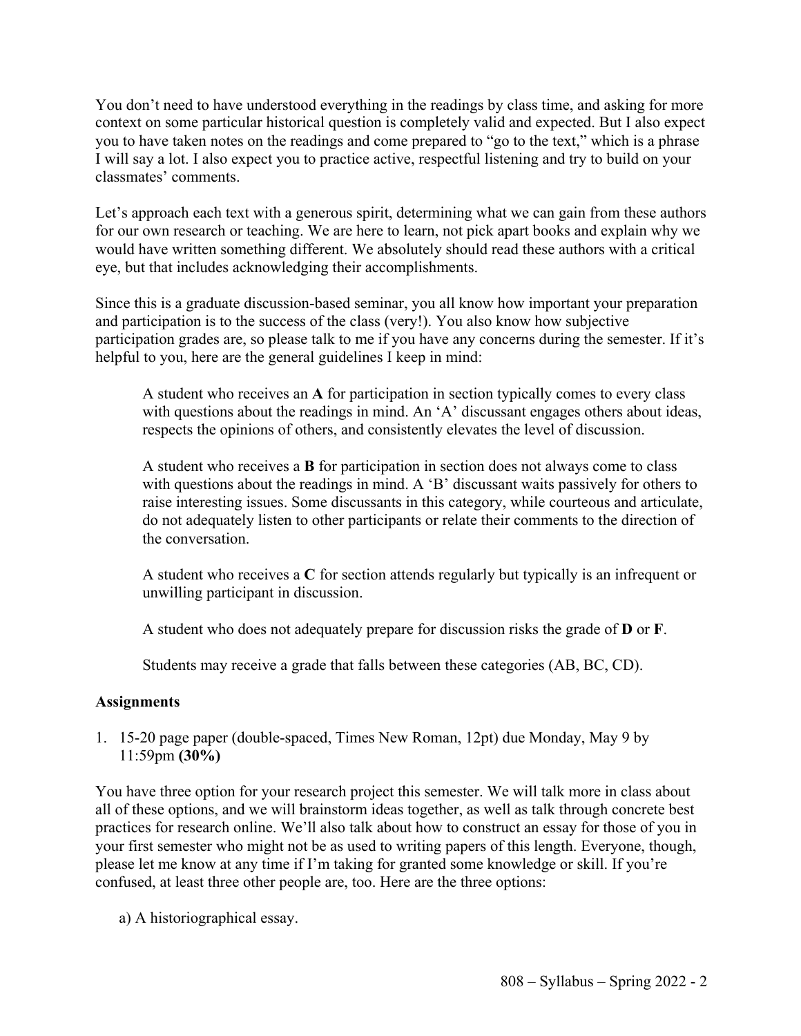You don't need to have understood everything in the readings by class time, and asking for more context on some particular historical question is completely valid and expected. But I also expect you to have taken notes on the readings and come prepared to "go to the text," which is a phrase I will say a lot. I also expect you to practice active, respectful listening and try to build on your classmates' comments.

Let's approach each text with a generous spirit, determining what we can gain from these authors for our own research or teaching. We are here to learn, not pick apart books and explain why we would have written something different. We absolutely should read these authors with a critical eye, but that includes acknowledging their accomplishments.

Since this is a graduate discussion-based seminar, you all know how important your preparation and participation is to the success of the class (very!). You also know how subjective participation grades are, so please talk to me if you have any concerns during the semester. If it's helpful to you, here are the general guidelines I keep in mind:

> A student who receives an **A** for participation in section typically comes to every class with questions about the readings in mind. An 'A' discussant engages others about ideas, respects the opinions of others, and consistently elevates the level of discussion.
>
> A student who receives a **B** for participation in section does not always come to class with questions about the readings in mind. A 'B' discussant waits passively for others to raise interesting issues. Some discussants in this category, while courteous and articulate, do not adequately listen to other participants or relate their comments to the direction of the conversation.
>
> A student who receives a **C** for section attends regularly but typically is an infrequent or unwilling participant in discussion.
>
> A student who does not adequately prepare for discussion risks the grade of **D** or **F**.
>
> Students may receive a grade that falls between these categories (AB, BC, CD).

**Assignments**

1. 15-20 page paper (double-spaced, Times New Roman, 12pt) due Monday, May 9 by 11:59pm **(30%)**

You have three option for your research project this semester. We will talk more in class about all of these options, and we will brainstorm ideas together, as well as talk through concrete best practices for research online. We'll also talk about how to construct an essay for those of you in your first semester who might not be as used to writing papers of this length. Everyone, though, please let me know at any time if I'm taking for granted some knowledge or skill. If you're confused, at least three other people are, too. Here are the three options:

a) A historiographical essay.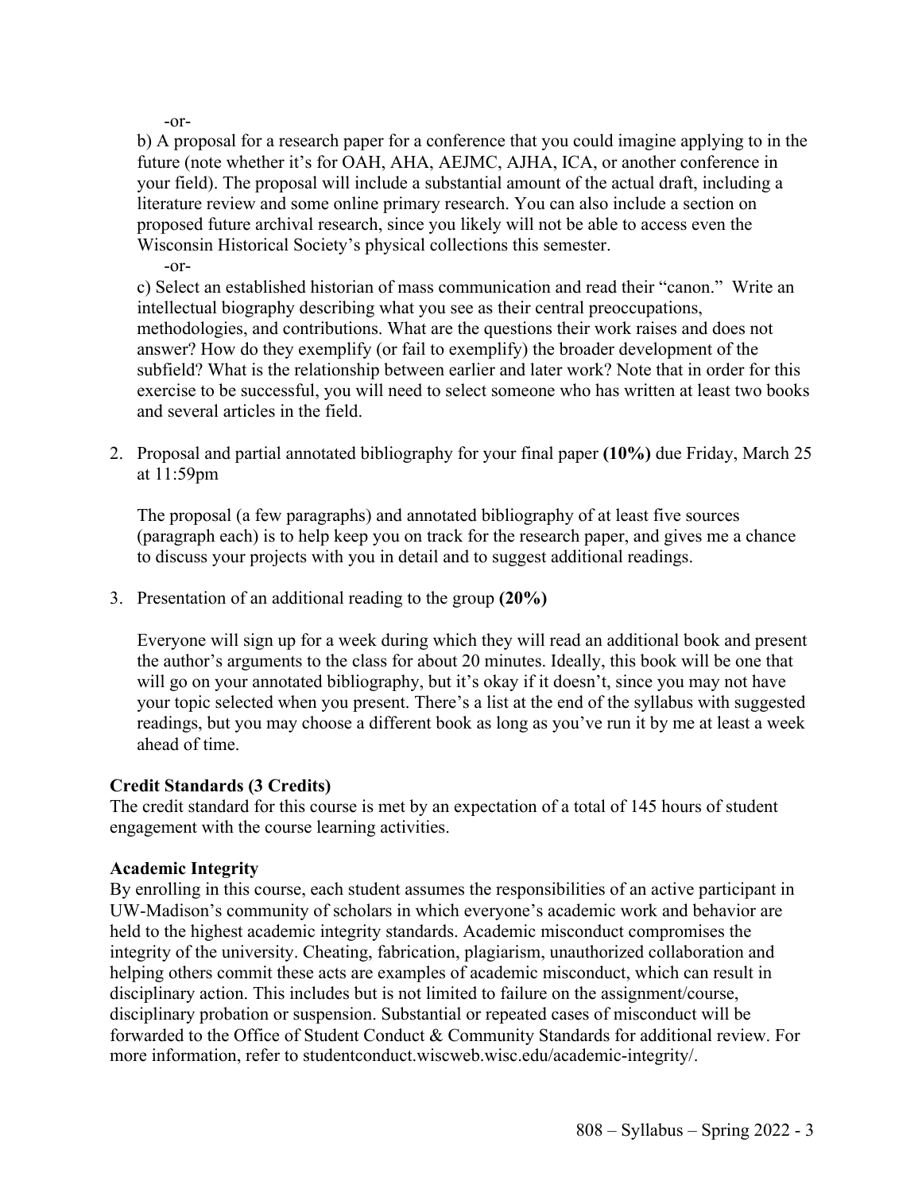-or-

b) A proposal for a research paper for a conference that you could imagine applying to in the future (note whether it's for OAH, AHA, AEJMC, AJHA, ICA, or another conference in your field). The proposal will include a substantial amount of the actual draft, including a literature review and some online primary research. You can also include a section on proposed future archival research, since you likely will not be able to access even the Wisconsin Historical Society's physical collections this semester.

-or-

c) Select an established historian of mass communication and read their "canon." Write an intellectual biography describing what you see as their central preoccupations, methodologies, and contributions. What are the questions their work raises and does not answer? How do they exemplify (or fail to exemplify) the broader development of the subfield? What is the relationship between earlier and later work? Note that in order for this exercise to be successful, you will need to select someone who has written at least two books and several articles in the field.

2. Proposal and partial annotated bibliography for your final paper **(10%)** due Friday, March 25 at 11:59pm

   The proposal (a few paragraphs) and annotated bibliography of at least five sources (paragraph each) is to help keep you on track for the research paper, and gives me a chance to discuss your projects with you in detail and to suggest additional readings.

3. Presentation of an additional reading to the group **(20%)**

   Everyone will sign up for a week during which they will read an additional book and present the author's arguments to the class for about 20 minutes. Ideally, this book will be one that will go on your annotated bibliography, but it's okay if it doesn't, since you may not have your topic selected when you present. There's a list at the end of the syllabus with suggested readings, but you may choose a different book as long as you've run it by me at least a week ahead of time.

**Credit Standards (3 Credits)**

The credit standard for this course is met by an expectation of a total of 145 hours of student engagement with the course learning activities.

**Academic Integrity**

By enrolling in this course, each student assumes the responsibilities of an active participant in UW-Madison's community of scholars in which everyone's academic work and behavior are held to the highest academic integrity standards. Academic misconduct compromises the integrity of the university. Cheating, fabrication, plagiarism, unauthorized collaboration and helping others commit these acts are examples of academic misconduct, which can result in disciplinary action. This includes but is not limited to failure on the assignment/course, disciplinary probation or suspension. Substantial or repeated cases of misconduct will be forwarded to the Office of Student Conduct & Community Standards for additional review. For more information, refer to studentconduct.wiscweb.wisc.edu/academic-integrity/.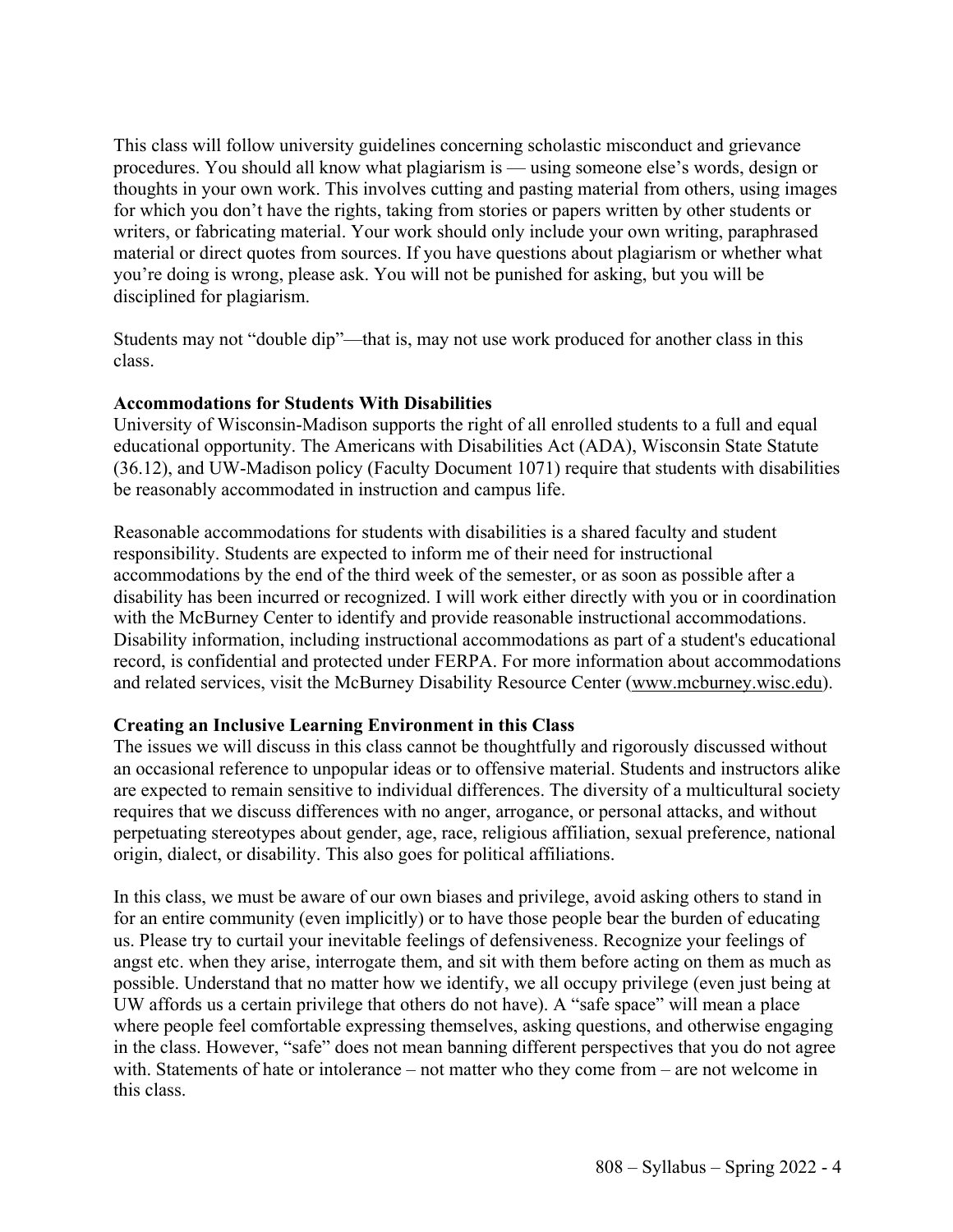This class will follow university guidelines concerning scholastic misconduct and grievance procedures. You should all know what plagiarism is — using someone else's words, design or thoughts in your own work. This involves cutting and pasting material from others, using images for which you don't have the rights, taking from stories or papers written by other students or writers, or fabricating material. Your work should only include your own writing, paraphrased material or direct quotes from sources. If you have questions about plagiarism or whether what you're doing is wrong, please ask. You will not be punished for asking, but you will be disciplined for plagiarism.

Students may not "double dip"—that is, may not use work produced for another class in this class.

**Accommodations for Students With Disabilities**

University of Wisconsin-Madison supports the right of all enrolled students to a full and equal educational opportunity. The Americans with Disabilities Act (ADA), Wisconsin State Statute (36.12), and UW-Madison policy (Faculty Document 1071) require that students with disabilities be reasonably accommodated in instruction and campus life.

Reasonable accommodations for students with disabilities is a shared faculty and student responsibility. Students are expected to inform me of their need for instructional accommodations by the end of the third week of the semester, or as soon as possible after a disability has been incurred or recognized. I will work either directly with you or in coordination with the McBurney Center to identify and provide reasonable instructional accommodations. Disability information, including instructional accommodations as part of a student's educational record, is confidential and protected under FERPA. For more information about accommodations and related services, visit the McBurney Disability Resource Center (www.mcburney.wisc.edu).

**Creating an Inclusive Learning Environment in this Class**

The issues we will discuss in this class cannot be thoughtfully and rigorously discussed without an occasional reference to unpopular ideas or to offensive material. Students and instructors alike are expected to remain sensitive to individual differences. The diversity of a multicultural society requires that we discuss differences with no anger, arrogance, or personal attacks, and without perpetuating stereotypes about gender, age, race, religious affiliation, sexual preference, national origin, dialect, or disability. This also goes for political affiliations.

In this class, we must be aware of our own biases and privilege, avoid asking others to stand in for an entire community (even implicitly) or to have those people bear the burden of educating us. Please try to curtail your inevitable feelings of defensiveness. Recognize your feelings of angst etc. when they arise, interrogate them, and sit with them before acting on them as much as possible. Understand that no matter how we identify, we all occupy privilege (even just being at UW affords us a certain privilege that others do not have). A "safe space" will mean a place where people feel comfortable expressing themselves, asking questions, and otherwise engaging in the class. However, "safe" does not mean banning different perspectives that you do not agree with. Statements of hate or intolerance – not matter who they come from – are not welcome in this class.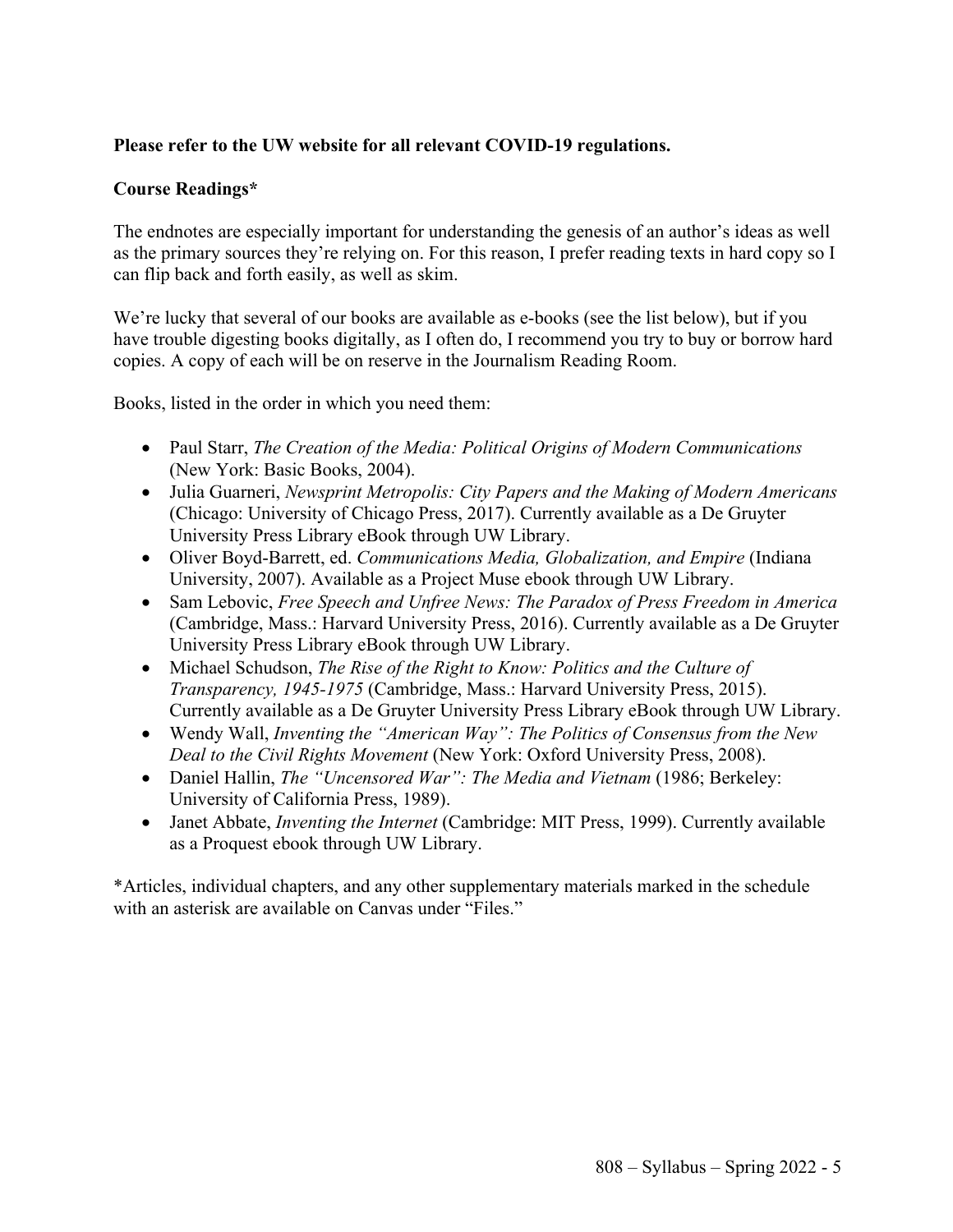**Please refer to the UW website for all relevant COVID-19 regulations.**

**Course Readings***

The endnotes are especially important for understanding the genesis of an author's ideas as well as the primary sources they're relying on. For this reason, I prefer reading texts in hard copy so I can flip back and forth easily, as well as skim.

We're lucky that several of our books are available as e-books (see the list below), but if you have trouble digesting books digitally, as I often do, I recommend you try to buy or borrow hard copies. A copy of each will be on reserve in the Journalism Reading Room.

Books, listed in the order in which you need them:

- Paul Starr, *The Creation of the Media: Political Origins of Modern Communications* (New York: Basic Books, 2004).
- Julia Guarneri, *Newsprint Metropolis: City Papers and the Making of Modern Americans* (Chicago: University of Chicago Press, 2017). Currently available as a De Gruyter University Press Library eBook through UW Library.
- Oliver Boyd-Barrett, ed. *Communications Media, Globalization, and Empire* (Indiana University, 2007). Available as a Project Muse ebook through UW Library.
- Sam Lebovic, *Free Speech and Unfree News: The Paradox of Press Freedom in America* (Cambridge, Mass.: Harvard University Press, 2016). Currently available as a De Gruyter University Press Library eBook through UW Library.
- Michael Schudson, *The Rise of the Right to Know: Politics and the Culture of Transparency, 1945-1975* (Cambridge, Mass.: Harvard University Press, 2015). Currently available as a De Gruyter University Press Library eBook through UW Library.
- Wendy Wall, *Inventing the "American Way": The Politics of Consensus from the New Deal to the Civil Rights Movement* (New York: Oxford University Press, 2008).
- Daniel Hallin, *The "Uncensored War": The Media and Vietnam* (1986; Berkeley: University of California Press, 1989).
- Janet Abbate, *Inventing the Internet* (Cambridge: MIT Press, 1999). Currently available as a Proquest ebook through UW Library.

*Articles, individual chapters, and any other supplementary materials marked in the schedule with an asterisk are available on Canvas under "Files."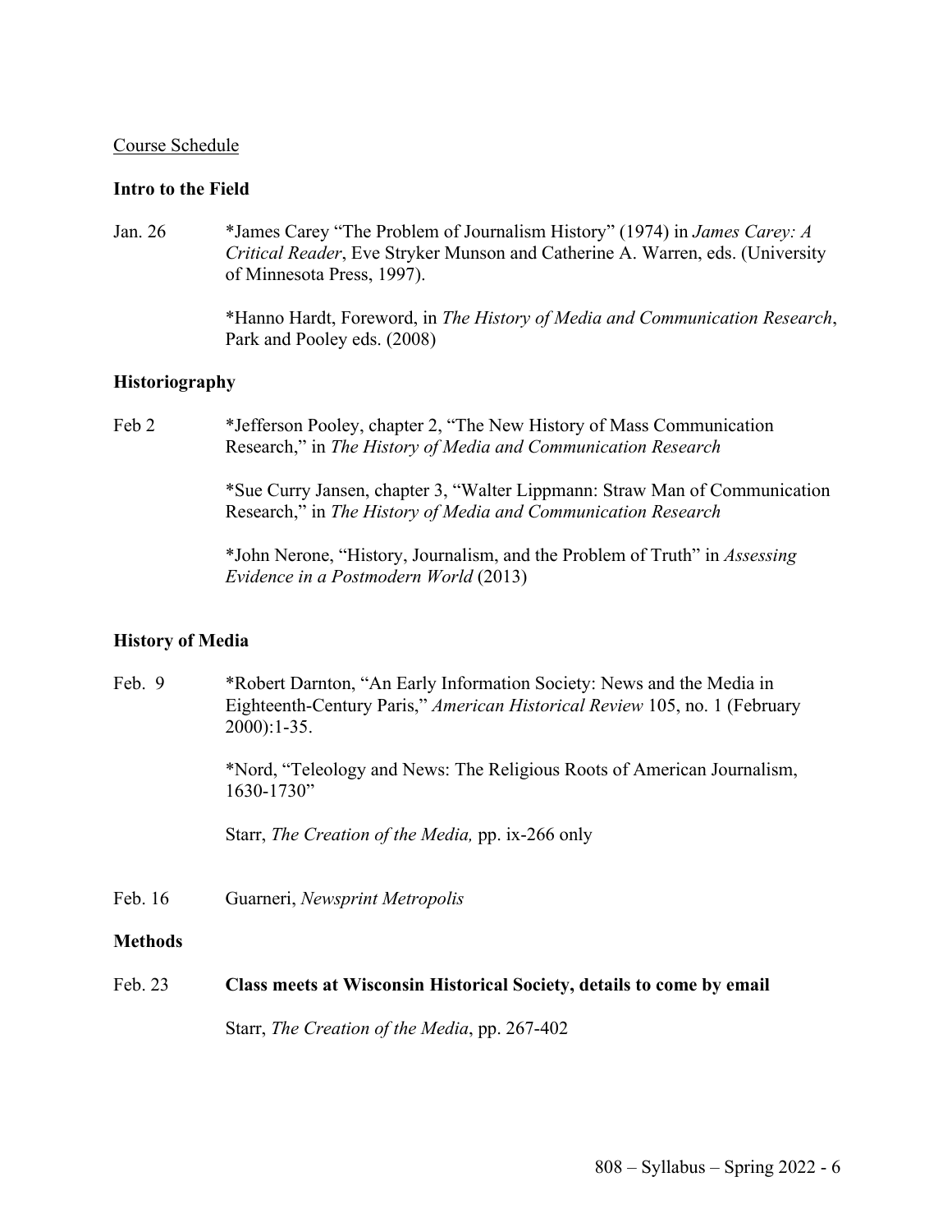<u>Course Schedule</u>

**Intro to the Field**

Jan. 26 *James Carey "The Problem of Journalism History" (1974) in *James Carey: A Critical Reader*, Eve Stryker Munson and Catherine A. Warren, eds. (University of Minnesota Press, 1997).

*Hanno Hardt, Foreword, in *The History of Media and Communication Research*, Park and Pooley eds. (2008)

**Historiography**

Feb 2 *Jefferson Pooley, chapter 2, "The New History of Mass Communication Research," in *The History of Media and Communication Research*

*Sue Curry Jansen, chapter 3, "Walter Lippmann: Straw Man of Communication Research," in *The History of Media and Communication Research*

*John Nerone, "History, Journalism, and the Problem of Truth" in *Assessing Evidence in a Postmodern World* (2013)

**History of Media**

Feb. 9 *Robert Darnton, "An Early Information Society: News and the Media in Eighteenth-Century Paris," *American Historical Review* 105, no. 1 (February 2000):1-35.

*Nord, "Teleology and News: The Religious Roots of American Journalism, 1630-1730"

Starr, *The Creation of the Media,* pp. ix-266 only

Feb. 16 Guarneri, *Newsprint Metropolis*

**Methods**

Feb. 23 **Class meets at Wisconsin Historical Society, details to come by email**

Starr, *The Creation of the Media*, pp. 267-402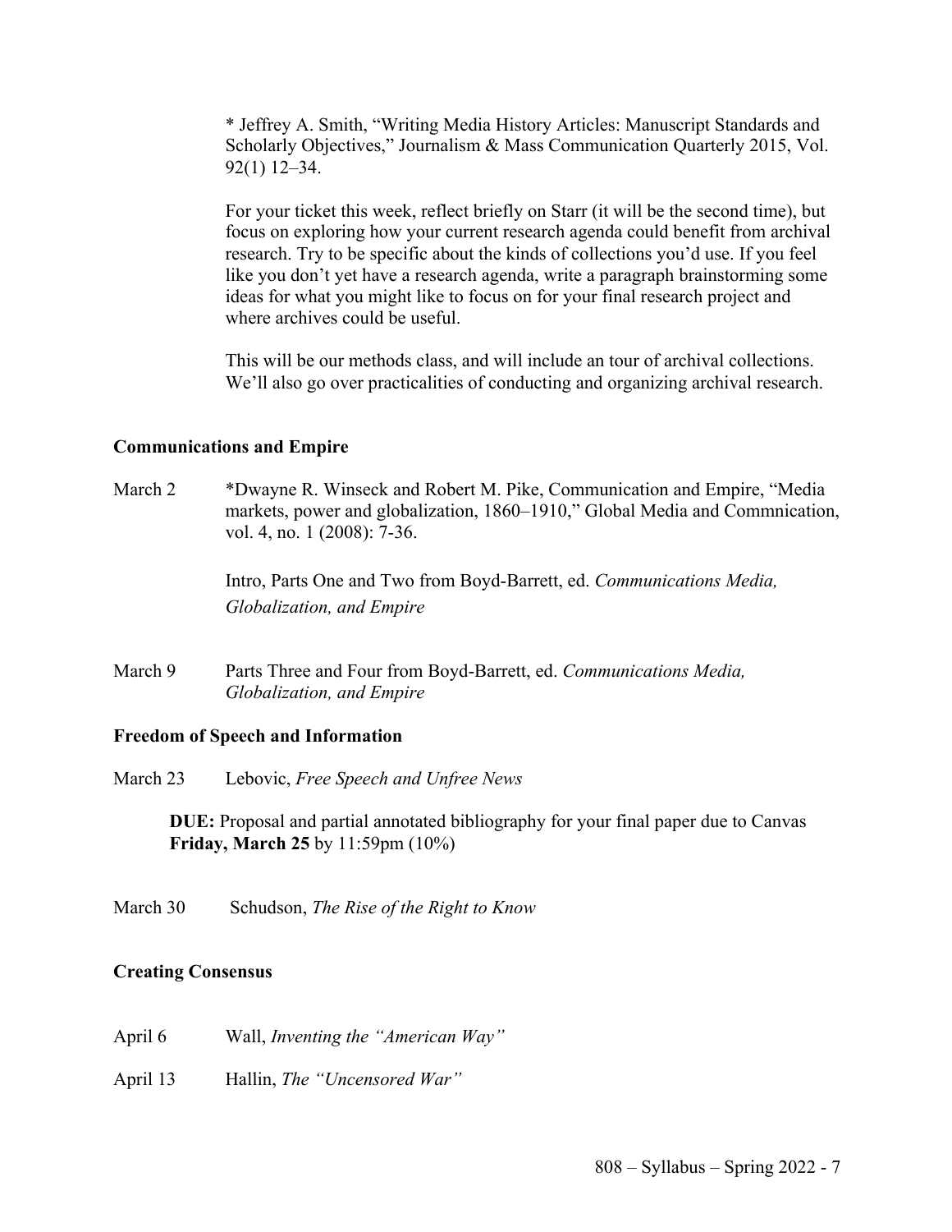\* Jeffrey A. Smith, "Writing Media History Articles: Manuscript Standards and Scholarly Objectives," Journalism & Mass Communication Quarterly 2015, Vol. 92(1) 12–34.

For your ticket this week, reflect briefly on Starr (it will be the second time), but focus on exploring how your current research agenda could benefit from archival research. Try to be specific about the kinds of collections you'd use. If you feel like you don't yet have a research agenda, write a paragraph brainstorming some ideas for what you might like to focus on for your final research project and where archives could be useful.

This will be our methods class, and will include an tour of archival collections. We'll also go over practicalities of conducting and organizing archival research.

**Communications and Empire**

March 2 — *Dwayne R. Winseck and Robert M. Pike, Communication and Empire, "Media markets, power and globalization, 1860–1910," Global Media and Commnication, vol. 4, no. 1 (2008): 7-36.

Intro, Parts One and Two from Boyd-Barrett, ed. *Communications Media, Globalization, and Empire*

March 9 — Parts Three and Four from Boyd-Barrett, ed. *Communications Media, Globalization, and Empire*

**Freedom of Speech and Information**

March 23 — Lebovic, *Free Speech and Unfree News*

**DUE:** Proposal and partial annotated bibliography for your final paper due to Canvas **Friday, March 25** by 11:59pm (10%)

March 30 — Schudson, *The Rise of the Right to Know*

**Creating Consensus**

April 6 — Wall, *Inventing the "American Way"*

April 13 — Hallin, *The "Uncensored War"*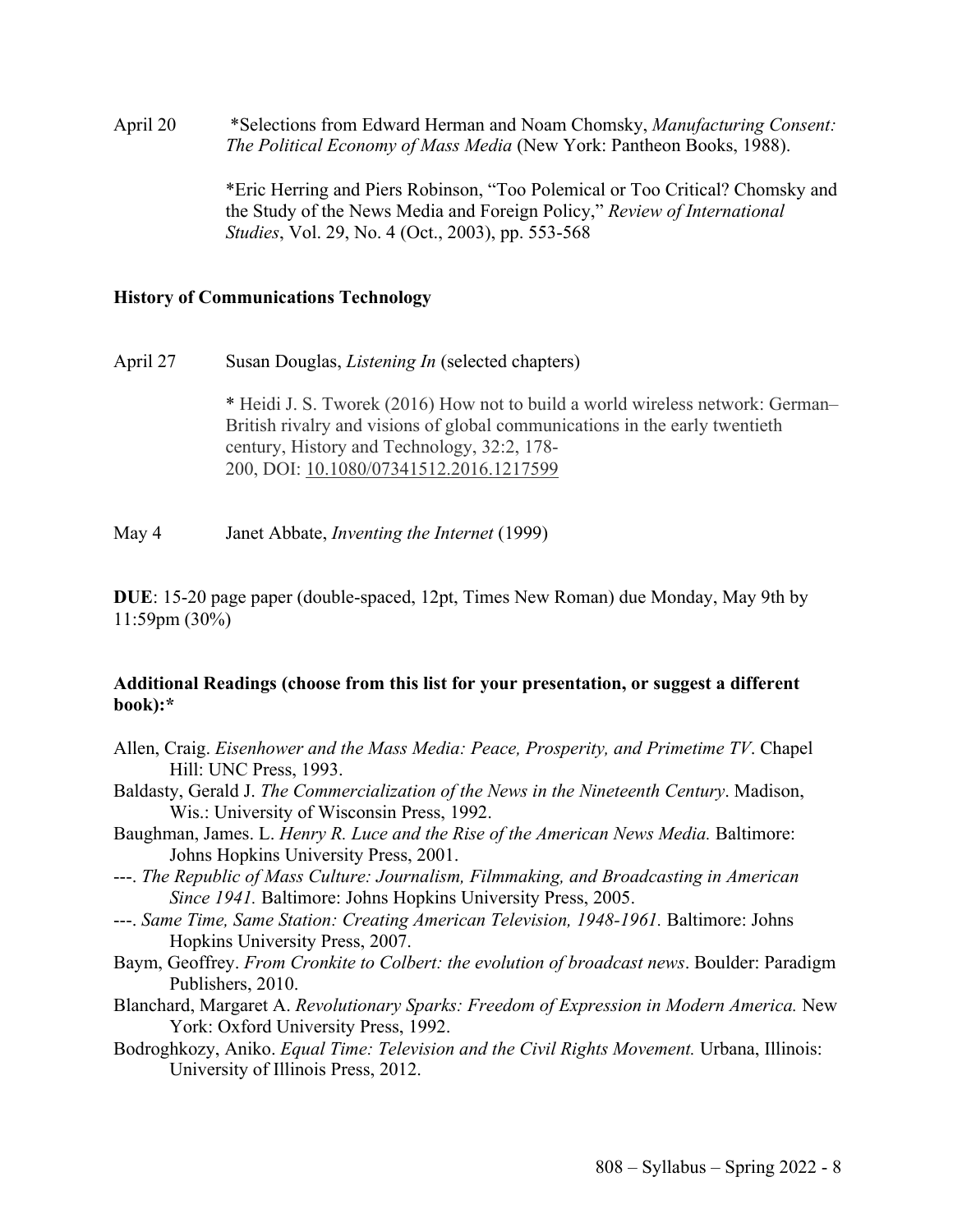April 20 *Selections from Edward Herman and Noam Chomsky, *Manufacturing Consent: The Political Economy of Mass Media* (New York: Pantheon Books, 1988).

*Eric Herring and Piers Robinson, "Too Polemical or Too Critical? Chomsky and the Study of the News Media and Foreign Policy," *Review of International Studies*, Vol. 29, No. 4 (Oct., 2003), pp. 553-568

**History of Communications Technology**

April 27 Susan Douglas, *Listening In* (selected chapters)

* Heidi J. S. Tworek (2016) How not to build a world wireless network: German–British rivalry and visions of global communications in the early twentieth century, History and Technology, 32:2, 178-200, DOI: 10.1080/07341512.2016.1217599

May 4 Janet Abbate, *Inventing the Internet* (1999)

**DUE**: 15-20 page paper (double-spaced, 12pt, Times New Roman) due Monday, May 9th by 11:59pm (30%)

**Additional Readings (choose from this list for your presentation, or suggest a different book):***

Allen, Craig. *Eisenhower and the Mass Media: Peace, Prosperity, and Primetime TV*. Chapel Hill: UNC Press, 1993.

Baldasty, Gerald J. *The Commercialization of the News in the Nineteenth Century*. Madison, Wis.: University of Wisconsin Press, 1992.

Baughman, James. L. *Henry R. Luce and the Rise of the American News Media.* Baltimore: Johns Hopkins University Press, 2001.

---. *The Republic of Mass Culture: Journalism, Filmmaking, and Broadcasting in American Since 1941.* Baltimore: Johns Hopkins University Press, 2005.

---. *Same Time, Same Station: Creating American Television, 1948-1961.* Baltimore: Johns Hopkins University Press, 2007.

Baym, Geoffrey. *From Cronkite to Colbert: the evolution of broadcast news*. Boulder: Paradigm Publishers, 2010.

Blanchard, Margaret A. *Revolutionary Sparks: Freedom of Expression in Modern America.* New York: Oxford University Press, 1992.

Bodroghkozy, Aniko. *Equal Time: Television and the Civil Rights Movement.* Urbana, Illinois: University of Illinois Press, 2012.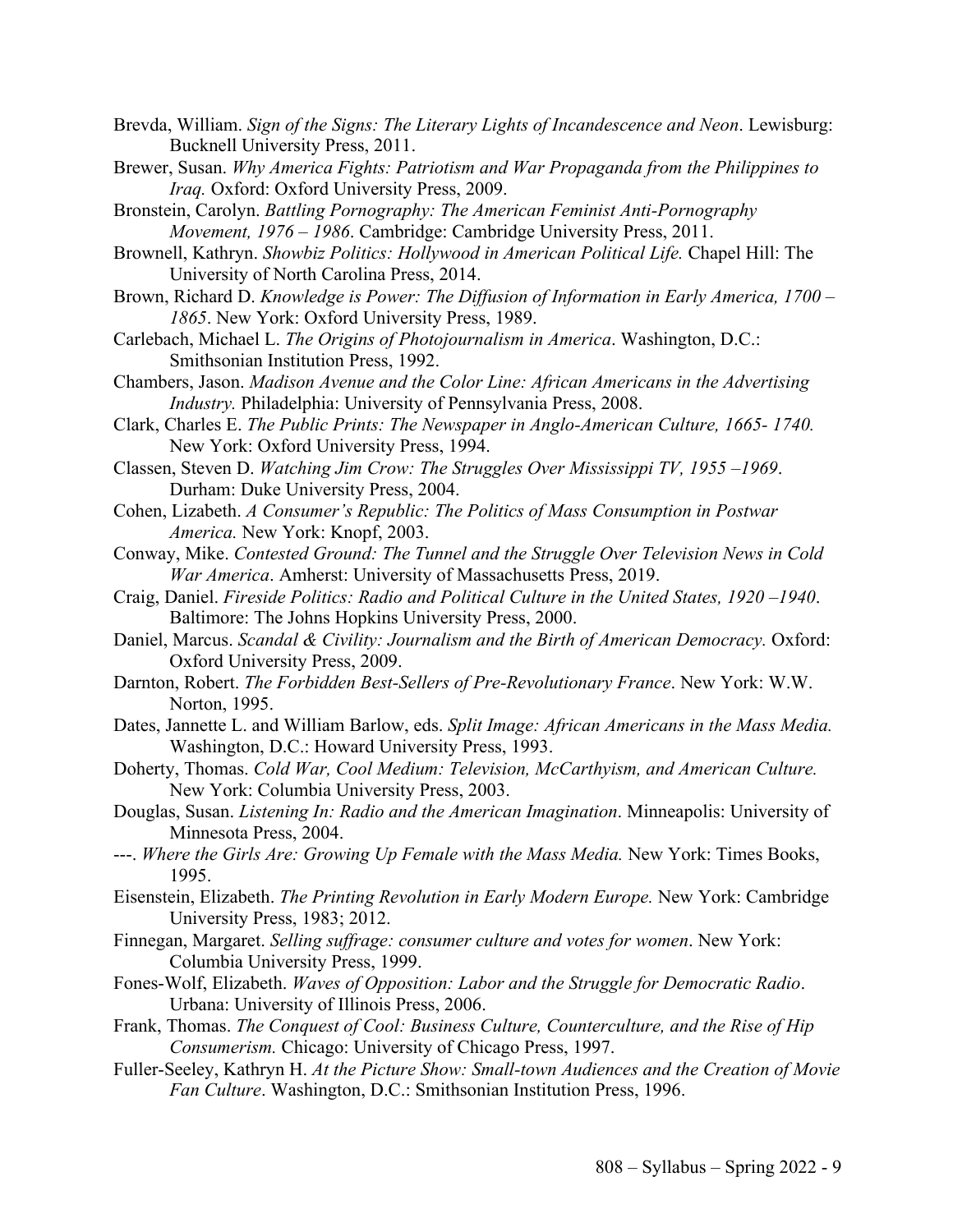Brevda, William. *Sign of the Signs: The Literary Lights of Incandescence and Neon*. Lewisburg: Bucknell University Press, 2011.

Brewer, Susan. *Why America Fights: Patriotism and War Propaganda from the Philippines to Iraq.* Oxford: Oxford University Press, 2009.

Bronstein, Carolyn. *Battling Pornography: The American Feminist Anti-Pornography Movement, 1976 – 1986*. Cambridge: Cambridge University Press, 2011.

Brownell, Kathryn. *Showbiz Politics: Hollywood in American Political Life.* Chapel Hill: The University of North Carolina Press, 2014.

Brown, Richard D. *Knowledge is Power: The Diffusion of Information in Early America, 1700 – 1865*. New York: Oxford University Press, 1989.

Carlebach, Michael L. *The Origins of Photojournalism in America*. Washington, D.C.: Smithsonian Institution Press, 1992.

Chambers, Jason. *Madison Avenue and the Color Line: African Americans in the Advertising Industry.* Philadelphia: University of Pennsylvania Press, 2008.

Clark, Charles E. *The Public Prints: The Newspaper in Anglo-American Culture, 1665- 1740.* New York: Oxford University Press, 1994.

Classen, Steven D. *Watching Jim Crow: The Struggles Over Mississippi TV, 1955 –1969*. Durham: Duke University Press, 2004.

Cohen, Lizabeth. *A Consumer's Republic: The Politics of Mass Consumption in Postwar America.* New York: Knopf, 2003.

Conway, Mike. *Contested Ground: The Tunnel and the Struggle Over Television News in Cold War America*. Amherst: University of Massachusetts Press, 2019.

Craig, Daniel. *Fireside Politics: Radio and Political Culture in the United States, 1920 –1940*. Baltimore: The Johns Hopkins University Press, 2000.

Daniel, Marcus. *Scandal & Civility: Journalism and the Birth of American Democracy.* Oxford: Oxford University Press, 2009.

Darnton, Robert. *The Forbidden Best-Sellers of Pre-Revolutionary France*. New York: W.W. Norton, 1995.

Dates, Jannette L. and William Barlow, eds. *Split Image: African Americans in the Mass Media.* Washington, D.C.: Howard University Press, 1993.

Doherty, Thomas. *Cold War, Cool Medium: Television, McCarthyism, and American Culture.* New York: Columbia University Press, 2003.

Douglas, Susan. *Listening In: Radio and the American Imagination*. Minneapolis: University of Minnesota Press, 2004.

---. *Where the Girls Are: Growing Up Female with the Mass Media.* New York: Times Books, 1995.

Eisenstein, Elizabeth. *The Printing Revolution in Early Modern Europe.* New York: Cambridge University Press, 1983; 2012.

Finnegan, Margaret. *Selling suffrage: consumer culture and votes for women*. New York: Columbia University Press, 1999.

Fones-Wolf, Elizabeth. *Waves of Opposition: Labor and the Struggle for Democratic Radio*. Urbana: University of Illinois Press, 2006.

Frank, Thomas. *The Conquest of Cool: Business Culture, Counterculture, and the Rise of Hip Consumerism.* Chicago: University of Chicago Press, 1997.

Fuller-Seeley, Kathryn H. *At the Picture Show: Small-town Audiences and the Creation of Movie Fan Culture*. Washington, D.C.: Smithsonian Institution Press, 1996.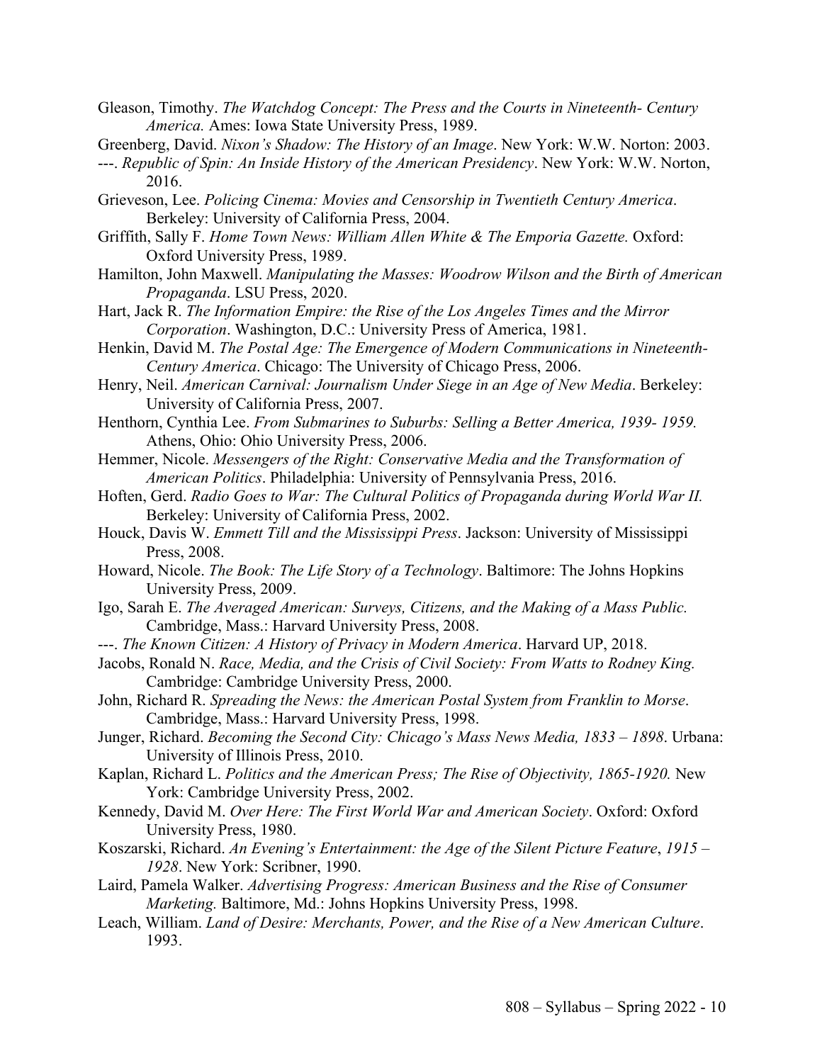Gleason, Timothy. *The Watchdog Concept: The Press and the Courts in Nineteenth- Century America.* Ames: Iowa State University Press, 1989.

Greenberg, David. *Nixon's Shadow: The History of an Image*. New York: W.W. Norton: 2003.

---. *Republic of Spin: An Inside History of the American Presidency*. New York: W.W. Norton, 2016.

Grieveson, Lee. *Policing Cinema: Movies and Censorship in Twentieth Century America*. Berkeley: University of California Press, 2004.

Griffith, Sally F. *Home Town News: William Allen White & The Emporia Gazette.* Oxford: Oxford University Press, 1989.

Hamilton, John Maxwell. *Manipulating the Masses: Woodrow Wilson and the Birth of American Propaganda*. LSU Press, 2020.

Hart, Jack R. *The Information Empire: the Rise of the Los Angeles Times and the Mirror Corporation*. Washington, D.C.: University Press of America, 1981.

Henkin, David M. *The Postal Age: The Emergence of Modern Communications in Nineteenth-Century America*. Chicago: The University of Chicago Press, 2006.

Henry, Neil. *American Carnival: Journalism Under Siege in an Age of New Media*. Berkeley: University of California Press, 2007.

Henthorn, Cynthia Lee. *From Submarines to Suburbs: Selling a Better America, 1939- 1959.* Athens, Ohio: Ohio University Press, 2006.

Hemmer, Nicole. *Messengers of the Right: Conservative Media and the Transformation of American Politics*. Philadelphia: University of Pennsylvania Press, 2016.

Hoften, Gerd. *Radio Goes to War: The Cultural Politics of Propaganda during World War II.* Berkeley: University of California Press, 2002.

Houck, Davis W. *Emmett Till and the Mississippi Press*. Jackson: University of Mississippi Press, 2008.

Howard, Nicole. *The Book: The Life Story of a Technology*. Baltimore: The Johns Hopkins University Press, 2009.

Igo, Sarah E. *The Averaged American: Surveys, Citizens, and the Making of a Mass Public.* Cambridge, Mass.: Harvard University Press, 2008.

---. *The Known Citizen: A History of Privacy in Modern America*. Harvard UP, 2018.

Jacobs, Ronald N. *Race, Media, and the Crisis of Civil Society: From Watts to Rodney King.* Cambridge: Cambridge University Press, 2000.

John, Richard R. *Spreading the News: the American Postal System from Franklin to Morse*. Cambridge, Mass.: Harvard University Press, 1998.

Junger, Richard. *Becoming the Second City: Chicago's Mass News Media, 1833 – 1898*. Urbana: University of Illinois Press, 2010.

Kaplan, Richard L. *Politics and the American Press; The Rise of Objectivity, 1865-1920.* New York: Cambridge University Press, 2002.

Kennedy, David M. *Over Here: The First World War and American Society*. Oxford: Oxford University Press, 1980.

Koszarski, Richard. *An Evening's Entertainment: the Age of the Silent Picture Feature*, *1915 – 1928*. New York: Scribner, 1990.

Laird, Pamela Walker. *Advertising Progress: American Business and the Rise of Consumer Marketing.* Baltimore, Md.: Johns Hopkins University Press, 1998.

Leach, William. *Land of Desire: Merchants, Power, and the Rise of a New American Culture*. 1993.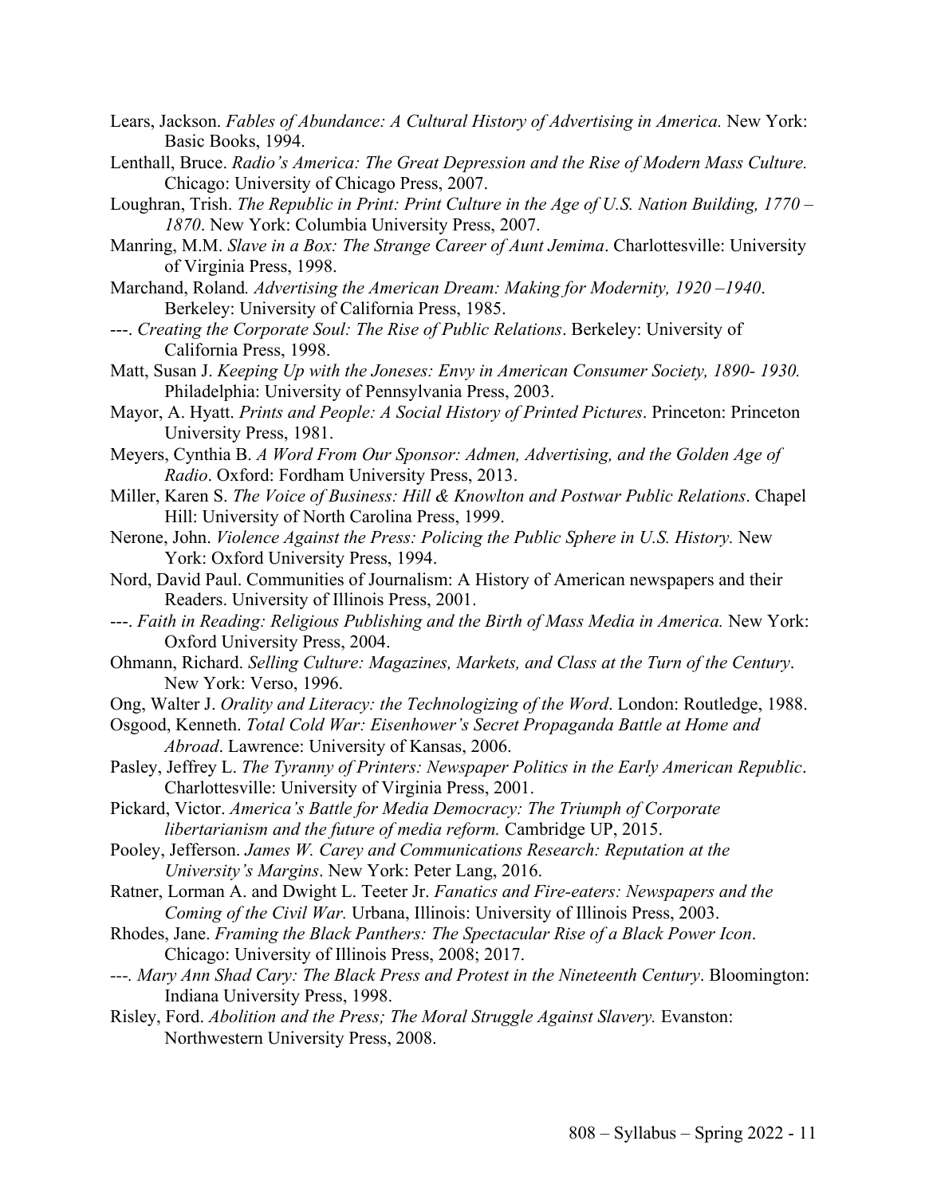Lears, Jackson. *Fables of Abundance: A Cultural History of Advertising in America.* New York: Basic Books, 1994.

Lenthall, Bruce. *Radio's America: The Great Depression and the Rise of Modern Mass Culture.* Chicago: University of Chicago Press, 2007.

Loughran, Trish. *The Republic in Print: Print Culture in the Age of U.S. Nation Building, 1770 – 1870*. New York: Columbia University Press, 2007.

Manring, M.M. *Slave in a Box: The Strange Career of Aunt Jemima*. Charlottesville: University of Virginia Press, 1998.

Marchand, Roland*. Advertising the American Dream: Making for Modernity, 1920 –1940*. Berkeley: University of California Press, 1985.

---. *Creating the Corporate Soul: The Rise of Public Relations*. Berkeley: University of California Press, 1998.

Matt, Susan J. *Keeping Up with the Joneses: Envy in American Consumer Society, 1890- 1930.* Philadelphia: University of Pennsylvania Press, 2003.

Mayor, A. Hyatt. *Prints and People: A Social History of Printed Pictures*. Princeton: Princeton University Press, 1981.

Meyers, Cynthia B. *A Word From Our Sponsor: Admen, Advertising, and the Golden Age of Radio*. Oxford: Fordham University Press, 2013.

Miller, Karen S. *The Voice of Business: Hill & Knowlton and Postwar Public Relations*. Chapel Hill: University of North Carolina Press, 1999.

Nerone, John. *Violence Against the Press: Policing the Public Sphere in U.S. History.* New York: Oxford University Press, 1994.

Nord, David Paul. Communities of Journalism: A History of American newspapers and their Readers. University of Illinois Press, 2001.

---. *Faith in Reading: Religious Publishing and the Birth of Mass Media in America.* New York: Oxford University Press, 2004.

Ohmann, Richard. *Selling Culture: Magazines, Markets, and Class at the Turn of the Century*. New York: Verso, 1996.

Ong, Walter J. *Orality and Literacy: the Technologizing of the Word*. London: Routledge, 1988.

Osgood, Kenneth. *Total Cold War: Eisenhower's Secret Propaganda Battle at Home and Abroad*. Lawrence: University of Kansas, 2006.

Pasley, Jeffrey L. *The Tyranny of Printers: Newspaper Politics in the Early American Republic*. Charlottesville: University of Virginia Press, 2001.

Pickard, Victor. *America's Battle for Media Democracy: The Triumph of Corporate libertarianism and the future of media reform.* Cambridge UP, 2015.

Pooley, Jefferson. *James W. Carey and Communications Research: Reputation at the University's Margins*. New York: Peter Lang, 2016.

Ratner, Lorman A. and Dwight L. Teeter Jr. *Fanatics and Fire-eaters: Newspapers and the Coming of the Civil War.* Urbana, Illinois: University of Illinois Press, 2003.

Rhodes, Jane. *Framing the Black Panthers: The Spectacular Rise of a Black Power Icon*. Chicago: University of Illinois Press, 2008; 2017.

*---. Mary Ann Shad Cary: The Black Press and Protest in the Nineteenth Century*. Bloomington: Indiana University Press, 1998.

Risley, Ford. *Abolition and the Press; The Moral Struggle Against Slavery.* Evanston: Northwestern University Press, 2008.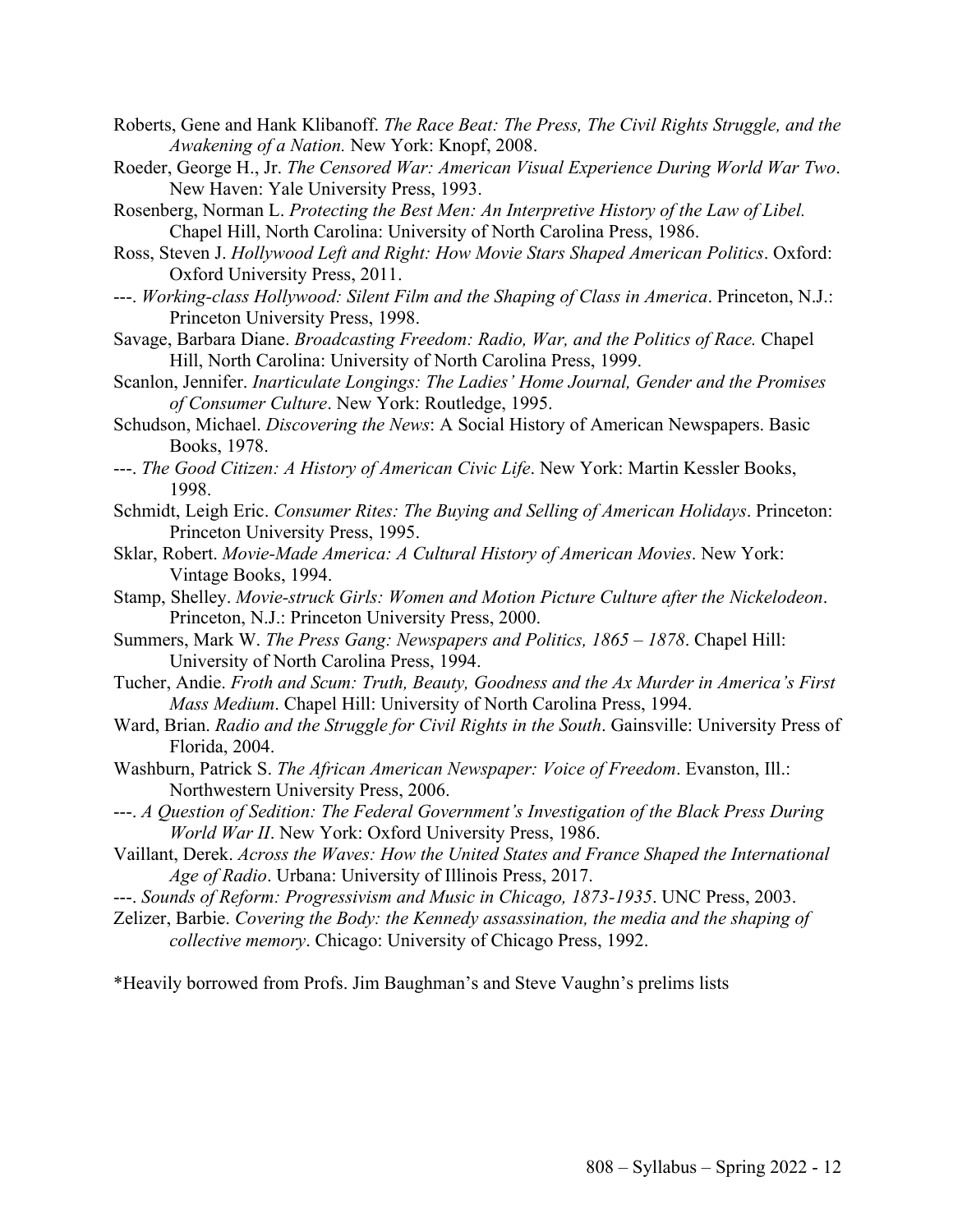Roberts, Gene and Hank Klibanoff. *The Race Beat: The Press, The Civil Rights Struggle, and the Awakening of a Nation.* New York: Knopf, 2008.

Roeder, George H., Jr. *The Censored War: American Visual Experience During World War Two*. New Haven: Yale University Press, 1993.

Rosenberg, Norman L. *Protecting the Best Men: An Interpretive History of the Law of Libel.* Chapel Hill, North Carolina: University of North Carolina Press, 1986.

Ross, Steven J. *Hollywood Left and Right: How Movie Stars Shaped American Politics*. Oxford: Oxford University Press, 2011.

---. *Working-class Hollywood: Silent Film and the Shaping of Class in America*. Princeton, N.J.: Princeton University Press, 1998.

Savage, Barbara Diane. *Broadcasting Freedom: Radio, War, and the Politics of Race.* Chapel Hill, North Carolina: University of North Carolina Press, 1999.

Scanlon, Jennifer. *Inarticulate Longings: The Ladies' Home Journal, Gender and the Promises of Consumer Culture*. New York: Routledge, 1995.

Schudson, Michael. *Discovering the News*: A Social History of American Newspapers. Basic Books, 1978.

---. *The Good Citizen: A History of American Civic Life*. New York: Martin Kessler Books, 1998.

Schmidt, Leigh Eric. *Consumer Rites: The Buying and Selling of American Holidays*. Princeton: Princeton University Press, 1995.

Sklar, Robert. *Movie-Made America: A Cultural History of American Movies*. New York: Vintage Books, 1994.

Stamp, Shelley. *Movie-struck Girls: Women and Motion Picture Culture after the Nickelodeon*. Princeton, N.J.: Princeton University Press, 2000.

Summers, Mark W. *The Press Gang: Newspapers and Politics, 1865 – 1878*. Chapel Hill: University of North Carolina Press, 1994.

Tucher, Andie. *Froth and Scum: Truth, Beauty, Goodness and the Ax Murder in America's First Mass Medium*. Chapel Hill: University of North Carolina Press, 1994.

Ward, Brian. *Radio and the Struggle for Civil Rights in the South*. Gainsville: University Press of Florida, 2004.

Washburn, Patrick S. *The African American Newspaper: Voice of Freedom*. Evanston, Ill.: Northwestern University Press, 2006.

---. *A Question of Sedition: The Federal Government's Investigation of the Black Press During World War II*. New York: Oxford University Press, 1986.

Vaillant, Derek. *Across the Waves: How the United States and France Shaped the International Age of Radio*. Urbana: University of Illinois Press, 2017.

---. *Sounds of Reform: Progressivism and Music in Chicago, 1873-1935*. UNC Press, 2003.

Zelizer, Barbie. *Covering the Body: the Kennedy assassination, the media and the shaping of collective memory*. Chicago: University of Chicago Press, 1992.

*Heavily borrowed from Profs. Jim Baughman's and Steve Vaughn's prelims lists